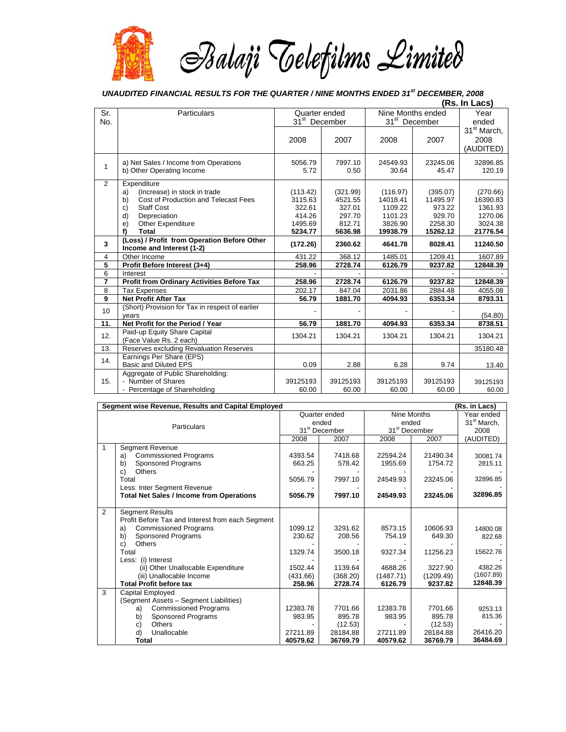# Balaji Telefilms Limited

***UNAUDITED FINANCIAL RESULTS FOR THE QUARTER / NINE MONTHS ENDED 31st DECEMBER, 2008***

**(Rs. In Lacs)**

| Sr. No. | Particulars | Quarter ended 31st December | | Nine Months ended 31st December | | Year ended 31st March, 2008 (AUDITED) |
|---|---|---|---|---|---|---|
| | | 2008 | 2007 | 2008 | 2007 | |
| 1 | a) Net Sales / Income from Operations | 5056.79 | 7997.10 | 24549.93 | 23245.06 | 32896.85 |
| | b) Other Operating Income | 5.72 | 0.50 | 30.64 | 45.47 | 120.19 |
| 2 | Expenditure | | | | | |
| | a) (Increase) in stock in trade | (113.42) | (321.99) | (116.97) | (395.07) | (270.66) |
| | b) Cost of Production and Telecast Fees | 3115.63 | 4521.55 | 14018.41 | 11495.97 | 16390.83 |
| | c) Staff Cost | 322.61 | 327.01 | 1109.22 | 973.22 | 1361.93 |
| | d) Depreciation | 414.26 | 297.70 | 1101.23 | 929.70 | 1270.06 |
| | e) Other Expenditure | 1495.69 | 812.71 | 3826.90 | 2258.30 | 3024.38 |
| | **f) Total** | **5234.77** | **5636.98** | **19938.79** | **15262.12** | **21776.54** |
| **3** | **(Loss) / Profit from Operation Before Other Income and Interest (1-2)** | **(172.26)** | **2360.62** | **4641.78** | **8028.41** | **11240.50** |
| 4 | Other Income | 431.22 | 368.12 | 1485.01 | 1209.41 | 1607.89 |
| **5** | **Profit Before Interest (3+4)** | **258.96** | **2728.74** | **6126.79** | **9237.82** | **12848.39** |
| 6 | Interest | - | - | - | - | - |
| **7** | **Profit from Ordinary Activities Before Tax** | **258.96** | **2728.74** | **6126.79** | **9237.82** | **12848.39** |
| 8 | Tax Expenses | 202.17 | 847.04 | 2031.86 | 2884.48 | 4055.08 |
| **9** | **Net Profit After Tax** | **56.79** | **1881.70** | **4094.93** | **6353.34** | **8793.31** |
| 10 | (Short) Provision for Tax in respect of earlier years | - | - | - | - | (54.80) |
| **11.** | **Net Profit for the Period / Year** | **56.79** | **1881.70** | **4094.93** | **6353.34** | **8738.51** |
| 12. | Paid-up Equity Share Capital (Face Value Rs. 2 each) | 1304.21 | 1304.21 | 1304.21 | 1304.21 | 1304.21 |
| 13. | Reserves excluding Revaluation Reserves | | | | | 35180.48 |
| 14. | Earnings Per Share (EPS) Basic and Diluted EPS | 0.09 | 2.88 | 6.28 | 9.74 | 13.40 |
| 15. | Aggregate of Public Shareholding: | | | | | |
| | - Number of Shares | 39125193 | 39125193 | 39125193 | 39125193 | 39125193 |
| | - Percentage of Shareholding | 60.00 | 60.00 | 60.00 | 60.00 | 60.00 |

**Segment wise Revenue, Results and Capital Employed** **(Rs. in Lacs)**

| | Particulars | Quarter ended 31st December | | Nine Months ended 31st December | | Year ended 31st March, 2008 (AUDITED) |
|---|---|---|---|---|---|---|
| | | 2008 | 2007 | 2008 | 2007 | |
| 1 | Segment Revenue | | | | | |
| | a) Commissioned Programs | 4393.54 | 7418.68 | 22594.24 | 21490.34 | 30081.74 |
| | b) Sponsored Programs | 663.25 | 578.42 | 1955.69 | 1754.72 | 2815.11 |
| | c) Others | - | - | - | - | - |
| | Total | 5056.79 | 7997.10 | 24549.93 | 23245.06 | 32896.85 |
| | Less: Inter Segment Revenue | - | - | - | - | - |
| | **Total Net Sales / Income from Operations** | **5056.79** | **7997.10** | **24549.93** | **23245.06** | **32896.85** |
| 2 | Segment Results | | | | | |
| | Profit Before Tax and Interest from each Segment | | | | | |
| | a) Commissioned Programs | 1099.12 | 3291.62 | 8573.15 | 10606.93 | 14800.08 |
| | b) Sponsored Programs | 230.62 | 208.56 | 754.19 | 649.30 | 822.68 |
| | c) Others | - | - | - | - | - |
| | Total | 1329.74 | 3500.18 | 9327.34 | 11256.23 | 15622.76 |
| | Less: (i) Interest | - | - | - | - | - |
| | (ii) Other Unallocable Expenditure | 1502.44 | 1139.64 | 4688.26 | 3227.90 | 4382.26 |
| | (iii) Unallocable Income | (431.66) | (368.20) | (1487.71) | (1209.49) | (1607.89) |
| | **Total Profit before tax** | **258.96** | **2728.74** | **6126.79** | **9237.82** | **12848.39** |
| 3 | Capital Employed | | | | | |
| | (Segment Assets – Segment Liabilities) | | | | | |
| | a) Commissioned Programs | 12383.78 | 7701.66 | 12383.78 | 7701.66 | 9253.13 |
| | b) Sponsored Programs | 983.95 | 895.78 | 983.95 | 895.78 | 815.36 |
| | c) Others | - | (12.53) | - | (12.53) | - |
| | d) Unallocable | 27211.89 | 28184.88 | 27211.89 | 28184.88 | 26416.20 |
| | **Total** | **40579.62** | **36769.79** | **40579.62** | **36769.79** | **36484.69** |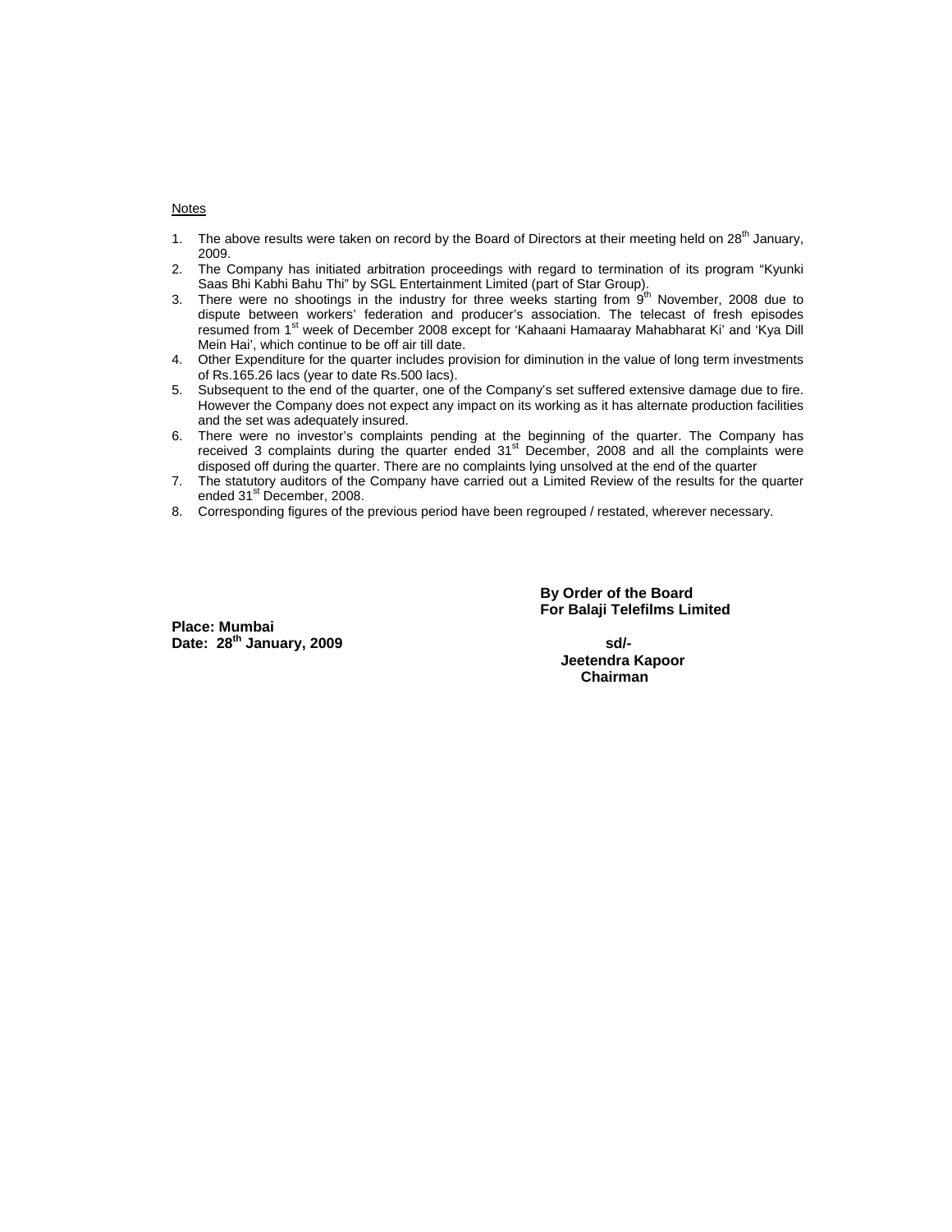Notes

1. The above results were taken on record by the Board of Directors at their meeting held on 28th January, 2009.
2. The Company has initiated arbitration proceedings with regard to termination of its program "Kyunki Saas Bhi Kabhi Bahu Thi" by SGL Entertainment Limited (part of Star Group).
3. There were no shootings in the industry for three weeks starting from 9th November, 2008 due to dispute between workers' federation and producer's association. The telecast of fresh episodes resumed from 1st week of December 2008 except for 'Kahaani Hamaaray Mahabharat Ki' and 'Kya Dill Mein Hai', which continue to be off air till date.
4. Other Expenditure for the quarter includes provision for diminution in the value of long term investments of Rs.165.26 lacs (year to date Rs.500 lacs).
5. Subsequent to the end of the quarter, one of the Company's set suffered extensive damage due to fire. However the Company does not expect any impact on its working as it has alternate production facilities and the set was adequately insured.
6. There were no investor's complaints pending at the beginning of the quarter. The Company has received 3 complaints during the quarter ended 31st December, 2008 and all the complaints were disposed off during the quarter. There are no complaints lying unsolved at the end of the quarter
7. The statutory auditors of the Company have carried out a Limited Review of the results for the quarter ended 31st December, 2008.
8. Corresponding figures of the previous period have been regrouped / restated, wherever necessary.

**By Order of the Board**
**For Balaji Telefilms Limited**

**Place: Mumbai**
**Date: 28th January, 2009**

**sd/-**
**Jeetendra Kapoor**
**Chairman**